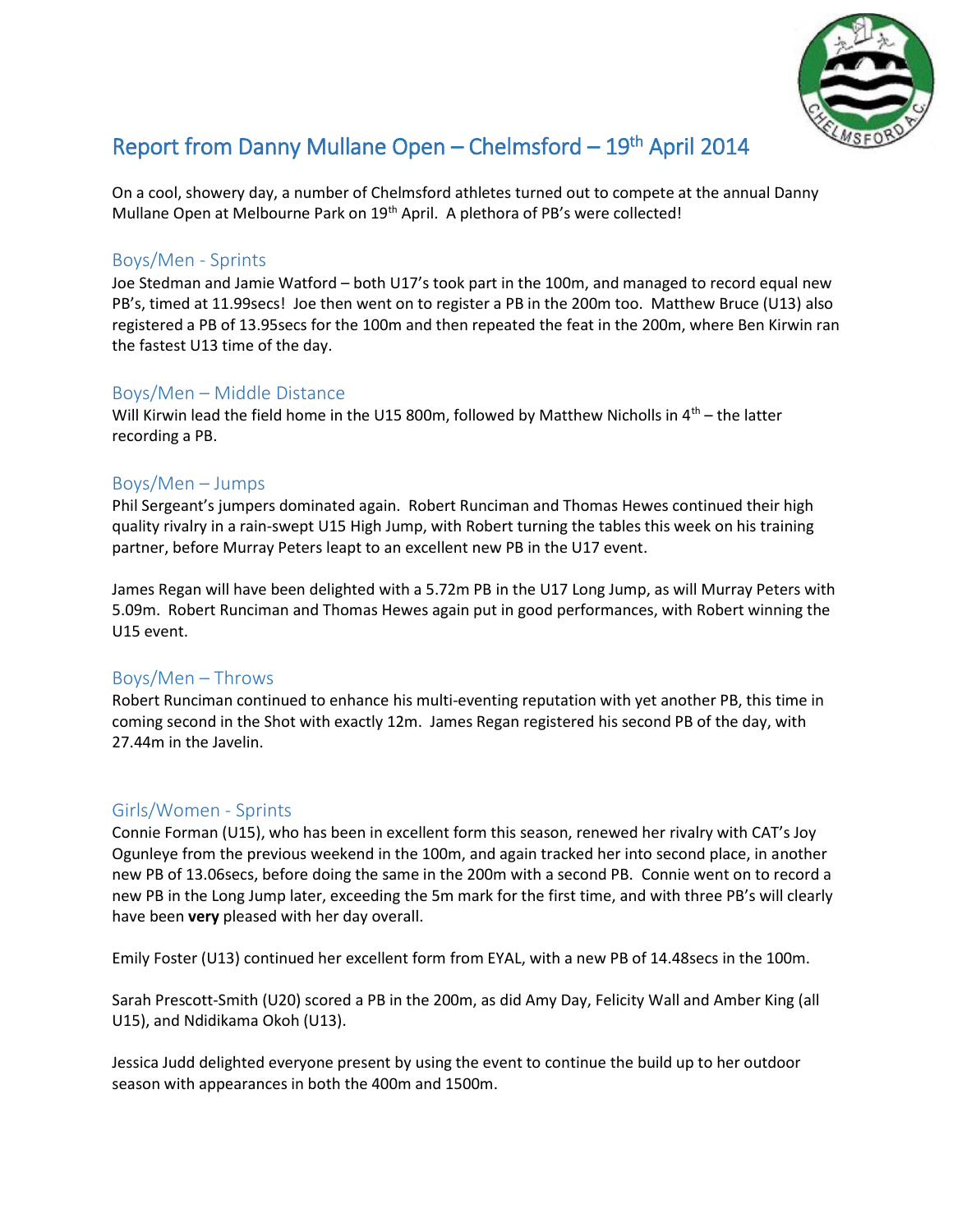# Report from Danny Mullane Open – Chelmsford – 19th April 2014

On a cool, showery day, a number of Chelmsford athletes turned out to compete at the annual Danny Mullane Open at Melbourne Park on 19th April. A plethora of PB's were collected!

## Boys/Men - Sprints

Joe Stedman and Jamie Watford – both U17's took part in the 100m, and managed to record equal new PB's, timed at 11.99secs! Joe then went on to register a PB in the 200m too. Matthew Bruce (U13) also registered a PB of 13.95secs for the 100m and then repeated the feat in the 200m, where Ben Kirwin ran the fastest U13 time of the day.

## Boys/Men – Middle Distance

Will Kirwin lead the field home in the U15 800m, followed by Matthew Nicholls in 4th – the latter recording a PB.

## Boys/Men – Jumps

Phil Sergeant's jumpers dominated again. Robert Runciman and Thomas Hewes continued their high quality rivalry in a rain-swept U15 High Jump, with Robert turning the tables this week on his training partner, before Murray Peters leapt to an excellent new PB in the U17 event.

James Regan will have been delighted with a 5.72m PB in the U17 Long Jump, as will Murray Peters with 5.09m. Robert Runciman and Thomas Hewes again put in good performances, with Robert winning the U15 event.

## Boys/Men – Throws

Robert Runciman continued to enhance his multi-eventing reputation with yet another PB, this time in coming second in the Shot with exactly 12m. James Regan registered his second PB of the day, with 27.44m in the Javelin.

## Girls/Women - Sprints

Connie Forman (U15), who has been in excellent form this season, renewed her rivalry with CAT's Joy Ogunleye from the previous weekend in the 100m, and again tracked her into second place, in another new PB of 13.06secs, before doing the same in the 200m with a second PB. Connie went on to record a new PB in the Long Jump later, exceeding the 5m mark for the first time, and with three PB's will clearly have been **very** pleased with her day overall.

Emily Foster (U13) continued her excellent form from EYAL, with a new PB of 14.48secs in the 100m.

Sarah Prescott-Smith (U20) scored a PB in the 200m, as did Amy Day, Felicity Wall and Amber King (all U15), and Ndidikama Okoh (U13).

Jessica Judd delighted everyone present by using the event to continue the build up to her outdoor season with appearances in both the 400m and 1500m.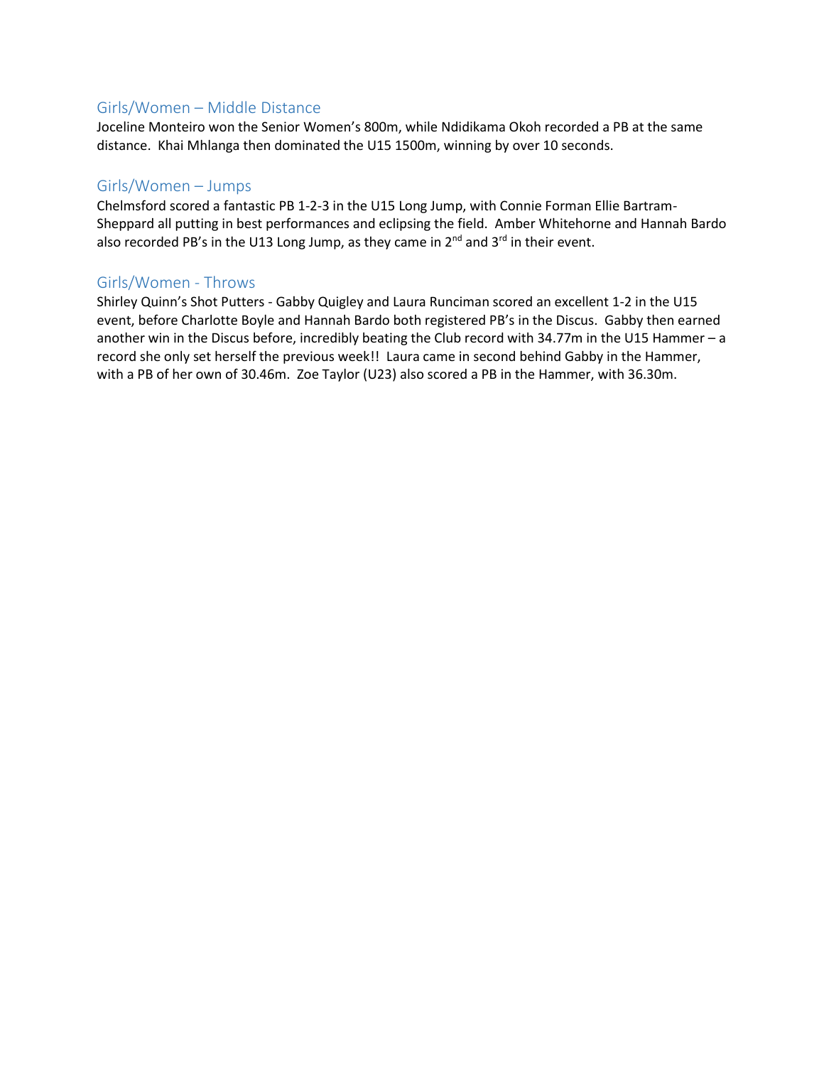## Girls/Women – Middle Distance

Joceline Monteiro won the Senior Women's 800m, while Ndidikama Okoh recorded a PB at the same distance. Khai Mhlanga then dominated the U15 1500m, winning by over 10 seconds.

## Girls/Women – Jumps

Chelmsford scored a fantastic PB 1-2-3 in the U15 Long Jump, with Connie Forman Ellie Bartram-Sheppard all putting in best performances and eclipsing the field. Amber Whitehorne and Hannah Bardo also recorded PB's in the U13 Long Jump, as they came in 2nd and 3rd in their event.

## Girls/Women - Throws

Shirley Quinn's Shot Putters - Gabby Quigley and Laura Runciman scored an excellent 1-2 in the U15 event, before Charlotte Boyle and Hannah Bardo both registered PB's in the Discus. Gabby then earned another win in the Discus before, incredibly beating the Club record with 34.77m in the U15 Hammer – a record she only set herself the previous week!! Laura came in second behind Gabby in the Hammer, with a PB of her own of 30.46m. Zoe Taylor (U23) also scored a PB in the Hammer, with 36.30m.